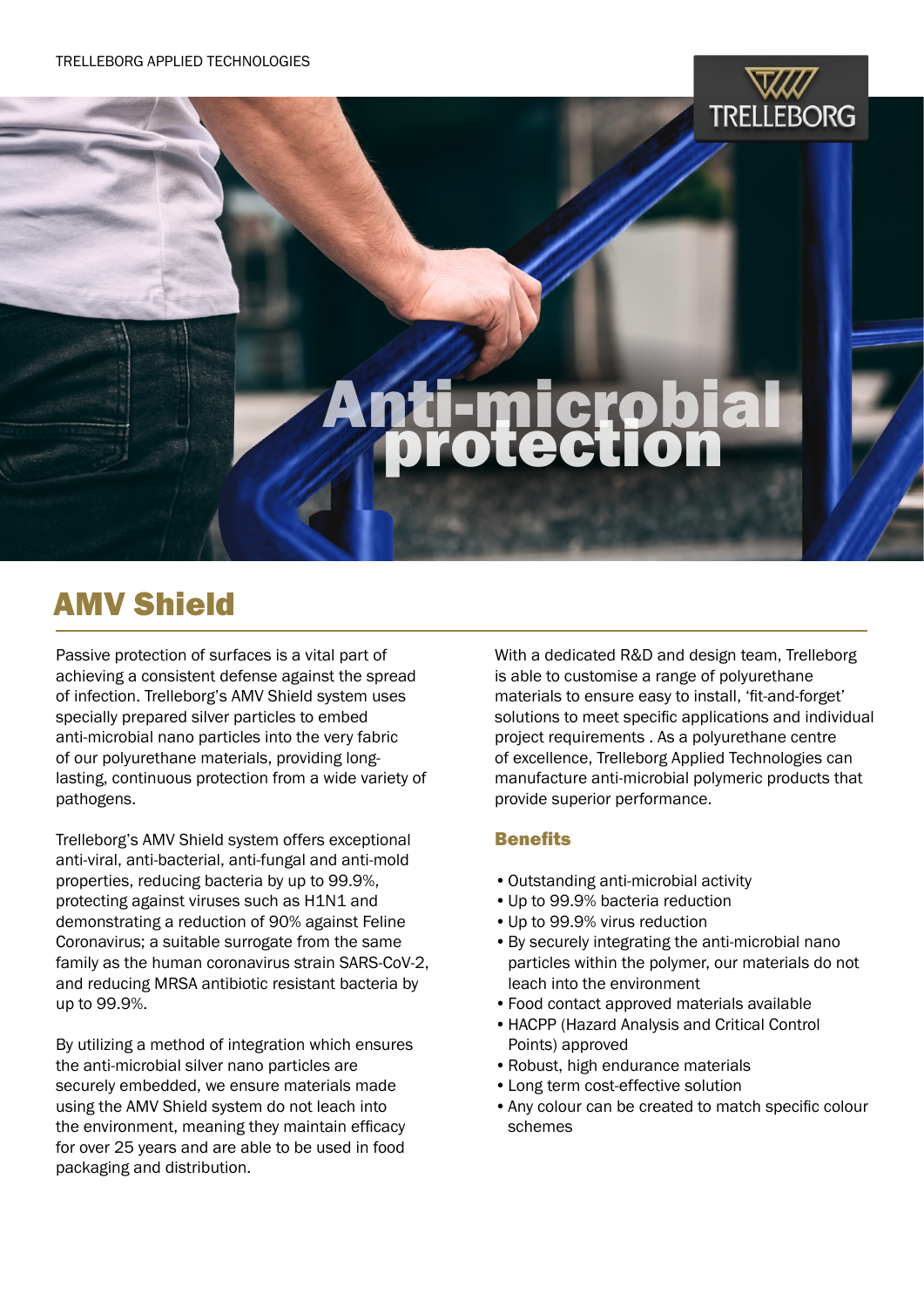TRELLEBORG APPLIED TECHNOLOGIES

# Anti-microbial protection

## AMV Shield

Passive protection of surfaces is a vital part of achieving a consistent defense against the spread of infection. Trelleborg's AMV Shield system uses specially prepared silver particles to embed anti-microbial nano particles into the very fabric of our polyurethane materials, providing long-lasting, continuous protection from a wide variety of pathogens.

Trelleborg's AMV Shield system offers exceptional anti-viral, anti-bacterial, anti-fungal and anti-mold properties, reducing bacteria by up to 99.9%, protecting against viruses such as H1N1 and demonstrating a reduction of 90% against Feline Coronavirus; a suitable surrogate from the same family as the human coronavirus strain SARS-CoV-2, and reducing MRSA antibiotic resistant bacteria by up to 99.9%.

By utilizing a method of integration which ensures the anti-microbial silver nano particles are securely embedded, we ensure materials made using the AMV Shield system do not leach into the environment, meaning they maintain efficacy for over 25 years and are able to be used in food packaging and distribution.

With a dedicated R&D and design team, Trelleborg is able to customise a range of polyurethane materials to ensure easy to install, 'fit-and-forget' solutions to meet specific applications and individual project requirements . As a polyurethane centre of excellence, Trelleborg Applied Technologies can manufacture anti-microbial polymeric products that provide superior performance.

### Benefits

- Outstanding anti-microbial activity
- Up to 99.9% bacteria reduction
- Up to 99.9% virus reduction
- By securely integrating the anti-microbial nano particles within the polymer, our materials do not leach into the environment
- Food contact approved materials available
- HACPP (Hazard Analysis and Critical Control Points) approved
- Robust, high endurance materials
- Long term cost-effective solution
- Any colour can be created to match specific colour schemes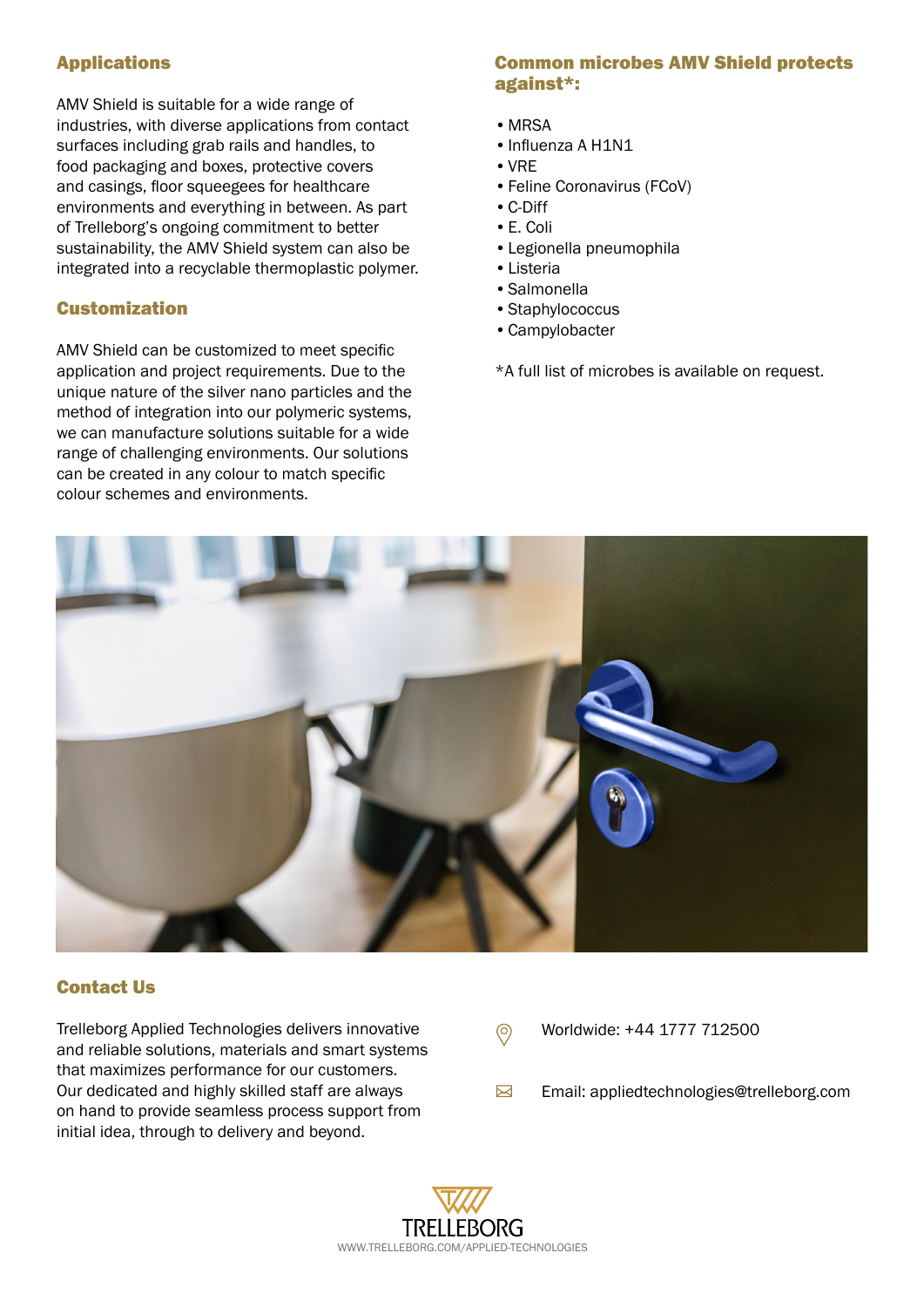## Applications

AMV Shield is suitable for a wide range of industries, with diverse applications from contact surfaces including grab rails and handles, to food packaging and boxes, protective covers and casings, floor squeegees for healthcare environments and everything in between. As part of Trelleborg's ongoing commitment to better sustainability, the AMV Shield system can also be integrated into a recyclable thermoplastic polymer.

## Customization

AMV Shield can be customized to meet specific application and project requirements. Due to the unique nature of the silver nano particles and the method of integration into our polymeric systems, we can manufacture solutions suitable for a wide range of challenging environments. Our solutions can be created in any colour to match specific colour schemes and environments.

## Common microbes AMV Shield protects against*:

- MRSA
- Influenza A H1N1
- VRE
- Feline Coronavirus (FCoV)
- C-Diff
- E. Coli
- Legionella pneumophila
- Listeria
- Salmonella
- Staphylococcus
- Campylobacter

*A full list of microbes is available on request.

## Contact Us

Trelleborg Applied Technologies delivers innovative and reliable solutions, materials and smart systems that maximizes performance for our customers. Our dedicated and highly skilled staff are always on hand to provide seamless process support from initial idea, through to delivery and beyond.

Worldwide: +44 1777 712500

Email: appliedtechnologies@trelleborg.com

TRELLEBORG

WWW.TRELLEBORG.COM/APPLIED-TECHNOLOGIES